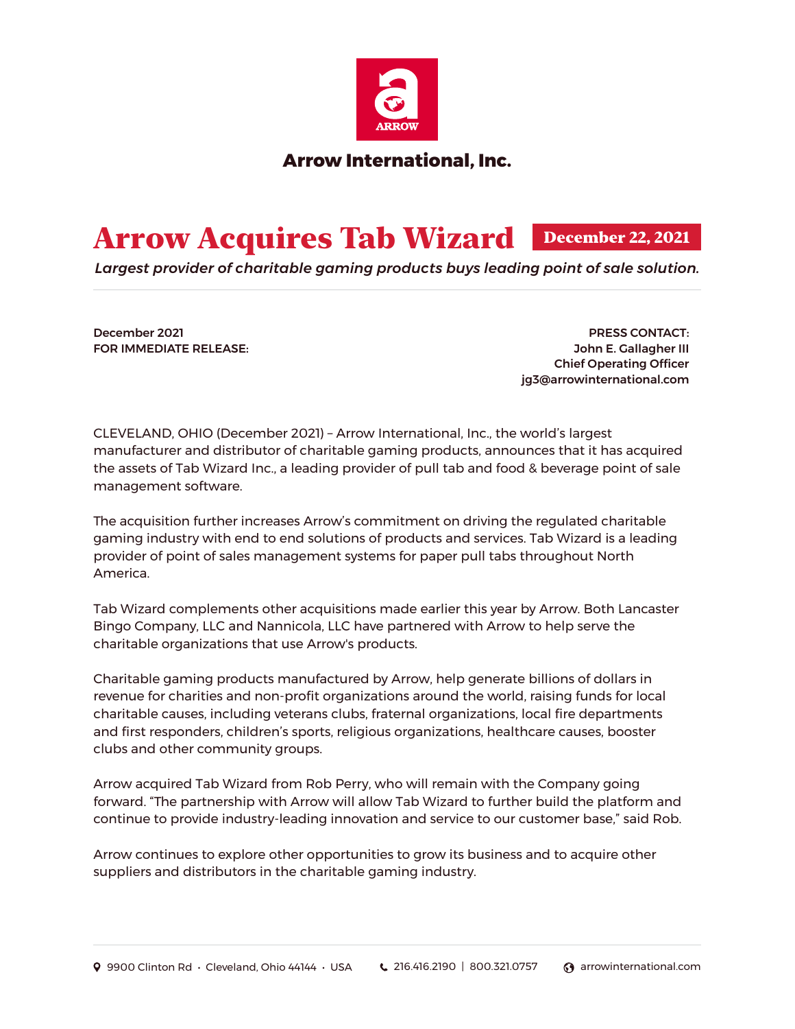**Arrow International, Inc.**

# Arrow Acquires Tab Wizard

**December 22, 2021**

*Largest provider of charitable gaming products buys leading point of sale solution.*

---

**December 2021**
**FOR IMMEDIATE RELEASE:**

**PRESS CONTACT:**
**John E. Gallagher III**
**Chief Operating Officer**
**jg3@arrowinternational.com**

CLEVELAND, OHIO (December 2021) – Arrow International, Inc., the world's largest manufacturer and distributor of charitable gaming products, announces that it has acquired the assets of Tab Wizard Inc., a leading provider of pull tab and food & beverage point of sale management software.

The acquisition further increases Arrow's commitment on driving the regulated charitable gaming industry with end to end solutions of products and services. Tab Wizard is a leading provider of point of sales management systems for paper pull tabs throughout North America.

Tab Wizard complements other acquisitions made earlier this year by Arrow. Both Lancaster Bingo Company, LLC and Nannicola, LLC have partnered with Arrow to help serve the charitable organizations that use Arrow's products.

Charitable gaming products manufactured by Arrow, help generate billions of dollars in revenue for charities and non-profit organizations around the world, raising funds for local charitable causes, including veterans clubs, fraternal organizations, local fire departments and first responders, children's sports, religious organizations, healthcare causes, booster clubs and other community groups.

Arrow acquired Tab Wizard from Rob Perry, who will remain with the Company going forward. "The partnership with Arrow will allow Tab Wizard to further build the platform and continue to provide industry-leading innovation and service to our customer base," said Rob.

Arrow continues to explore other opportunities to grow its business and to acquire other suppliers and distributors in the charitable gaming industry.

9900 Clinton Rd • Cleveland, Ohio 44144 • USA   216.416.2190 | 800.321.0757   arrowinternational.com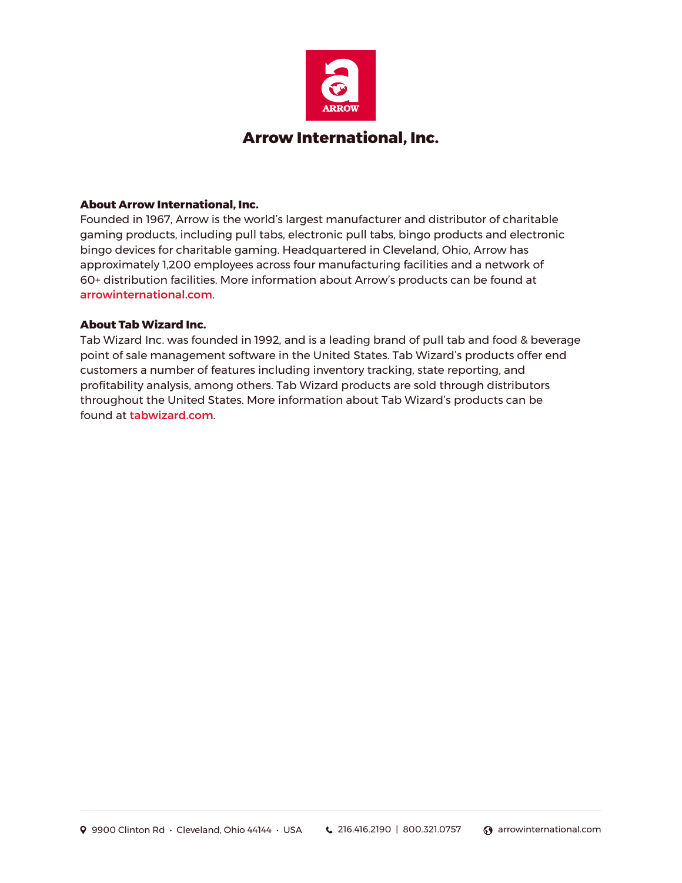# Arrow International, Inc.

**About Arrow International, Inc.**
Founded in 1967, Arrow is the world's largest manufacturer and distributor of charitable gaming products, including pull tabs, electronic pull tabs, bingo products and electronic bingo devices for charitable gaming. Headquartered in Cleveland, Ohio, Arrow has approximately 1,200 employees across four manufacturing facilities and a network of 60+ distribution facilities. More information about Arrow's products can be found at arrowinternational.com.

**About Tab Wizard Inc.**
Tab Wizard Inc. was founded in 1992, and is a leading brand of pull tab and food & beverage point of sale management software in the United States. Tab Wizard's products offer end customers a number of features including inventory tracking, state reporting, and profitability analysis, among others. Tab Wizard products are sold through distributors throughout the United States. More information about Tab Wizard's products can be found at tabwizard.com.

9900 Clinton Rd · Cleveland, Ohio 44144 · USA 216.416.2190 | 800.321.0757 arrowinternational.com